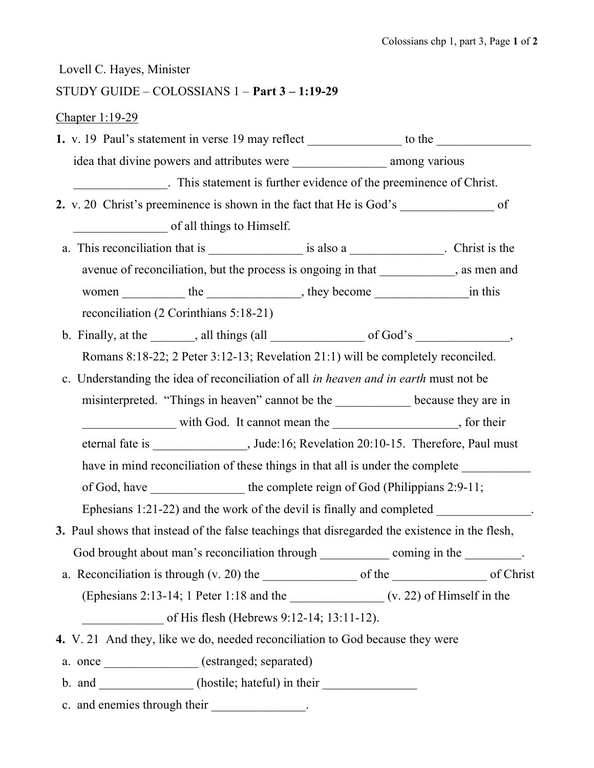Lovell C. Hayes, Minister

STUDY GUIDE – COLOSSIANS 1 – **Part 3 – 1:19-29**

Chapter 1:19-29

**1.** v. 19 Paul's statement in verse 19 may reflect _______________ to the _______________ idea that divine powers and attributes were _______________ among various _______________. This statement is further evidence of the preeminence of Christ.

**2.** v. 20 Christ's preeminence is shown in the fact that He is God's _______________ of _______________ of all things to Himself.

- a. This reconciliation that is _______________ is also a _______________. Christ is the avenue of reconciliation, but the process is ongoing in that ____________, as men and women __________ the _______________, they become _______________in this reconciliation (2 Corinthians 5:18-21)
- b. Finally, at the _______, all things (all _______________ of God's _______________, Romans 8:18-22; 2 Peter 3:12-13; Revelation 21:1) will be completely reconciled.
- c. Understanding the idea of reconciliation of all *in heaven and in earth* must not be misinterpreted. "Things in heaven" cannot be the ____________ because they are in _______________ with God. It cannot mean the ____________________, for their eternal fate is _______________, Jude:16; Revelation 20:10-15. Therefore, Paul must have in mind reconciliation of these things in that all is under the complete ___________ of God, have _______________ the complete reign of God (Philippians 2:9-11; Ephesians 1:21-22) and the work of the devil is finally and completed _______________.

**3.** Paul shows that instead of the false teachings that disregarded the existence in the flesh, God brought about man's reconciliation through ___________ coming in the _________.

- a. Reconciliation is through (v. 20) the _______________ of the _______________ of Christ (Ephesians 2:13-14; 1 Peter 1:18 and the _______________ (v. 22) of Himself in the _____________ of His flesh (Hebrews 9:12-14; 13:11-12).

**4.** V. 21 And they, like we do, needed reconciliation to God because they were

- a. once _______________ (estranged; separated)
- b. and _______________ (hostile; hateful) in their _______________
- c. and enemies through their _______________.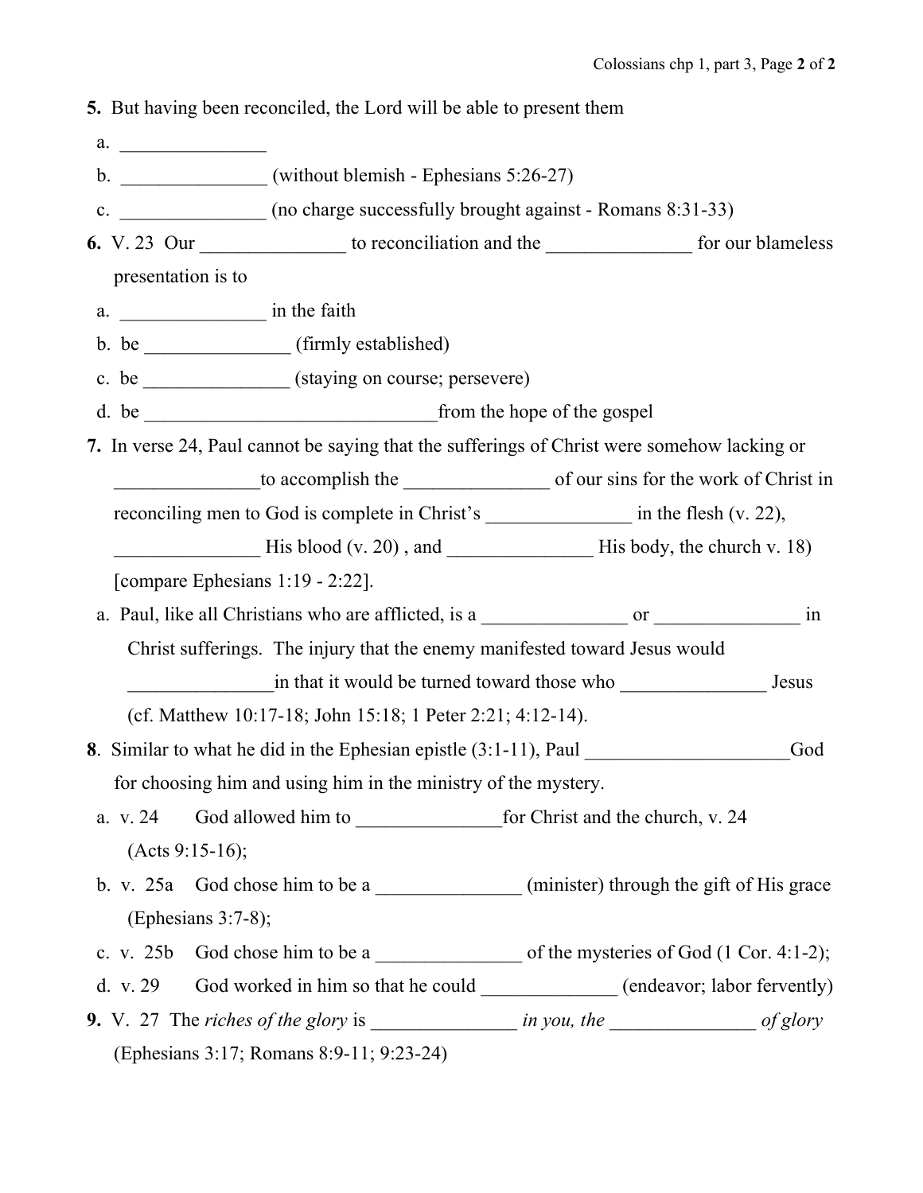**5.** But having been reconciled, the Lord will be able to present them

a. _______________

b. _______________ (without blemish - Ephesians 5:26-27)

c. _______________ (no charge successfully brought against - Romans 8:31-33)

**6.** V. 23 Our _______________ to reconciliation and the _______________ for our blameless presentation is to

a. _______________ in the faith

b. be _______________ (firmly established)

c. be _______________ (staying on course; persevere)

d. be ______________________________from the hope of the gospel

**7.** In verse 24, Paul cannot be saying that the sufferings of Christ were somehow lacking or _______________to accomplish the _______________ of our sins for the work of Christ in reconciling men to God is complete in Christ's _______________ in the flesh (v. 22), _______________ His blood (v. 20) , and _______________ His body, the church v. 18) [compare Ephesians 1:19 - 2:22].

a. Paul, like all Christians who are afflicted, is a _______________ or _______________ in Christ sufferings. The injury that the enemy manifested toward Jesus would _______________in that it would be turned toward those who _______________ Jesus (cf. Matthew 10:17-18; John 15:18; 1 Peter 2:21; 4:12-14).

**8**. Similar to what he did in the Ephesian epistle (3:1-11), Paul _____________________God for choosing him and using him in the ministry of the mystery.

a. v. 24 God allowed him to _______________for Christ and the church, v. 24 (Acts 9:15-16);

b. v. 25a God chose him to be a _______________ (minister) through the gift of His grace (Ephesians 3:7-8);

c. v. 25b God chose him to be a _______________ of the mysteries of God (1 Cor. 4:1-2);

d. v. 29 God worked in him so that he could ______________ (endeavor; labor fervently)

**9.** V. 27 The *riches of the glory* is _______________ *in you, the* _______________ *of glory* (Ephesians 3:17; Romans 8:9-11; 9:23-24)